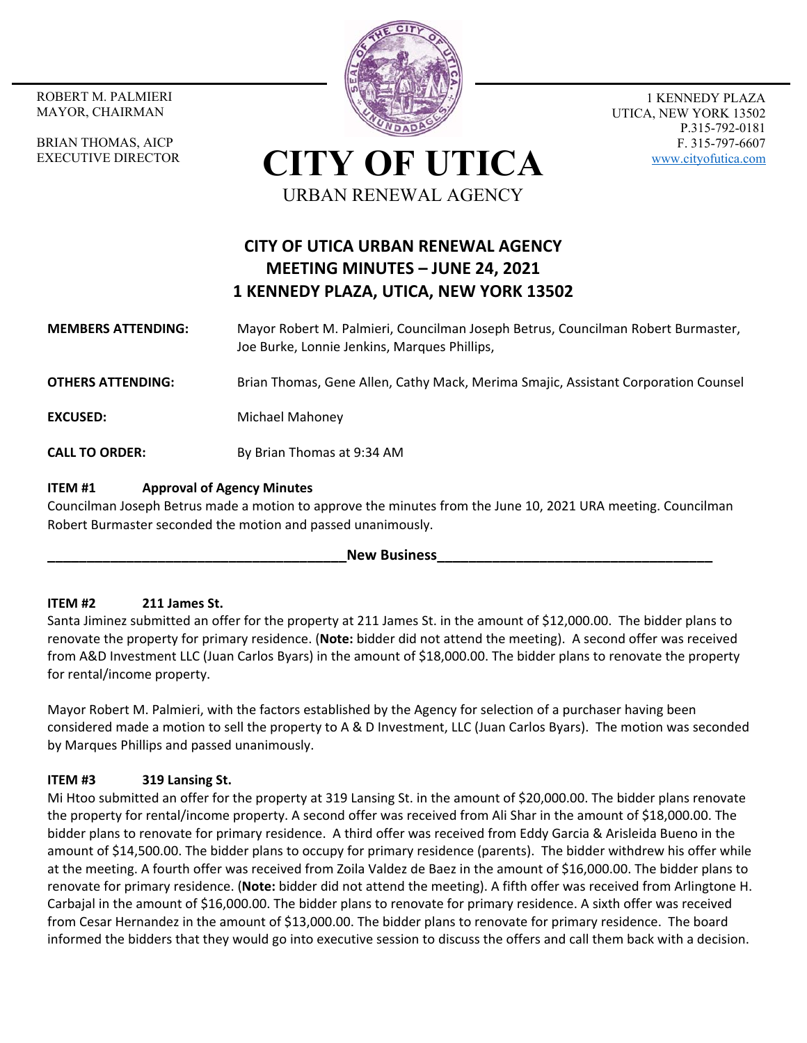ROBERT M. PALMIERI
MAYOR, CHAIRMAN

BRIAN THOMAS, AICP
EXECUTIVE DIRECTOR

# CITY OF UTICA

URBAN RENEWAL AGENCY

1 KENNEDY PLAZA
UTICA, NEW YORK 13502
P.315-792-0181
F. 315-797-6607
www.cityofutica.com

## CITY OF UTICA URBAN RENEWAL AGENCY
## MEETING MINUTES – JUNE 24, 2021
## 1 KENNEDY PLAZA, UTICA, NEW YORK 13502

**MEMBERS ATTENDING:** Mayor Robert M. Palmieri, Councilman Joseph Betrus, Councilman Robert Burmaster, Joe Burke, Lonnie Jenkins, Marques Phillips,

**OTHERS ATTENDING:** Brian Thomas, Gene Allen, Cathy Mack, Merima Smajic, Assistant Corporation Counsel

**EXCUSED:** Michael Mahoney

**CALL TO ORDER:** By Brian Thomas at 9:34 AM

**ITEM #1 Approval of Agency Minutes**

Councilman Joseph Betrus made a motion to approve the minutes from the June 10, 2021 URA meeting. Councilman Robert Burmaster seconded the motion and passed unanimously.

**New Business**

**ITEM #2 211 James St.**

Santa Jiminez submitted an offer for the property at 211 James St. in the amount of $12,000.00. The bidder plans to renovate the property for primary residence. (**Note:** bidder did not attend the meeting). A second offer was received from A&D Investment LLC (Juan Carlos Byars) in the amount of $18,000.00. The bidder plans to renovate the property for rental/income property.

Mayor Robert M. Palmieri, with the factors established by the Agency for selection of a purchaser having been considered made a motion to sell the property to A & D Investment, LLC (Juan Carlos Byars). The motion was seconded by Marques Phillips and passed unanimously.

**ITEM #3 319 Lansing St.**

Mi Htoo submitted an offer for the property at 319 Lansing St. in the amount of $20,000.00. The bidder plans renovate the property for rental/income property. A second offer was received from Ali Shar in the amount of $18,000.00. The bidder plans to renovate for primary residence. A third offer was received from Eddy Garcia & Arisleida Bueno in the amount of $14,500.00. The bidder plans to occupy for primary residence (parents). The bidder withdrew his offer while at the meeting. A fourth offer was received from Zoila Valdez de Baez in the amount of $16,000.00. The bidder plans to renovate for primary residence. (**Note:** bidder did not attend the meeting). A fifth offer was received from Arlingtone H. Carbajal in the amount of $16,000.00. The bidder plans to renovate for primary residence. A sixth offer was received from Cesar Hernandez in the amount of $13,000.00. The bidder plans to renovate for primary residence. The board informed the bidders that they would go into executive session to discuss the offers and call them back with a decision.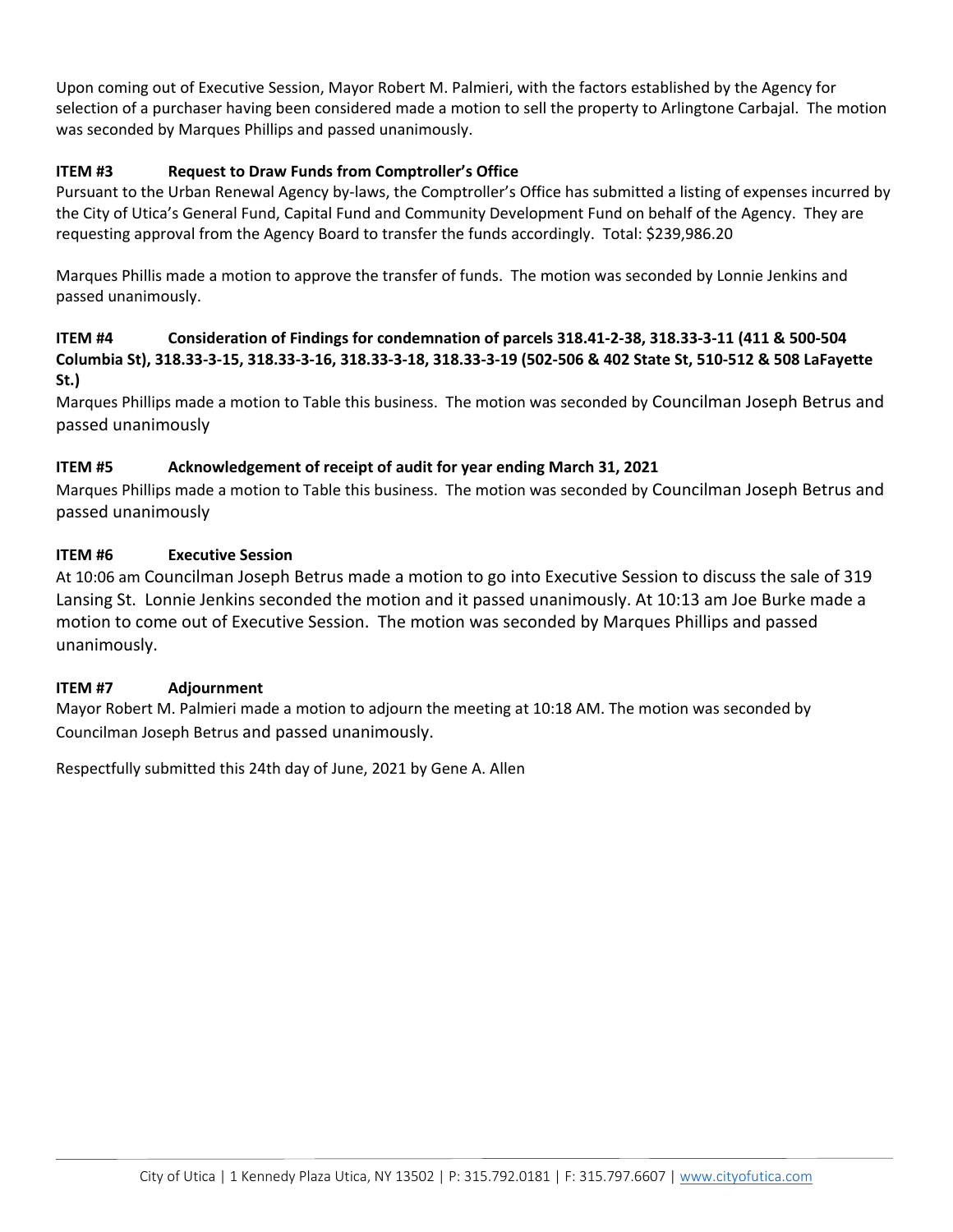Upon coming out of Executive Session, Mayor Robert M. Palmieri, with the factors established by the Agency for selection of a purchaser having been considered made a motion to sell the property to Arlingtone Carbajal. The motion was seconded by Marques Phillips and passed unanimously.

**ITEM #3 Request to Draw Funds from Comptroller's Office**

Pursuant to the Urban Renewal Agency by-laws, the Comptroller's Office has submitted a listing of expenses incurred by the City of Utica's General Fund, Capital Fund and Community Development Fund on behalf of the Agency. They are requesting approval from the Agency Board to transfer the funds accordingly. Total: $239,986.20

Marques Phillis made a motion to approve the transfer of funds. The motion was seconded by Lonnie Jenkins and passed unanimously.

**ITEM #4 Consideration of Findings for condemnation of parcels 318.41-2-38, 318.33-3-11 (411 & 500-504 Columbia St), 318.33-3-15, 318.33-3-16, 318.33-3-18, 318.33-3-19 (502-506 & 402 State St, 510-512 & 508 LaFayette St.)**

Marques Phillips made a motion to Table this business. The motion was seconded by Councilman Joseph Betrus and passed unanimously

**ITEM #5 Acknowledgement of receipt of audit for year ending March 31, 2021**

Marques Phillips made a motion to Table this business. The motion was seconded by Councilman Joseph Betrus and passed unanimously

**ITEM #6 Executive Session**

At 10:06 am Councilman Joseph Betrus made a motion to go into Executive Session to discuss the sale of 319 Lansing St. Lonnie Jenkins seconded the motion and it passed unanimously. At 10:13 am Joe Burke made a motion to come out of Executive Session. The motion was seconded by Marques Phillips and passed unanimously.

**ITEM #7 Adjournment**

Mayor Robert M. Palmieri made a motion to adjourn the meeting at 10:18 AM. The motion was seconded by Councilman Joseph Betrus and passed unanimously.

Respectfully submitted this 24th day of June, 2021 by Gene A. Allen